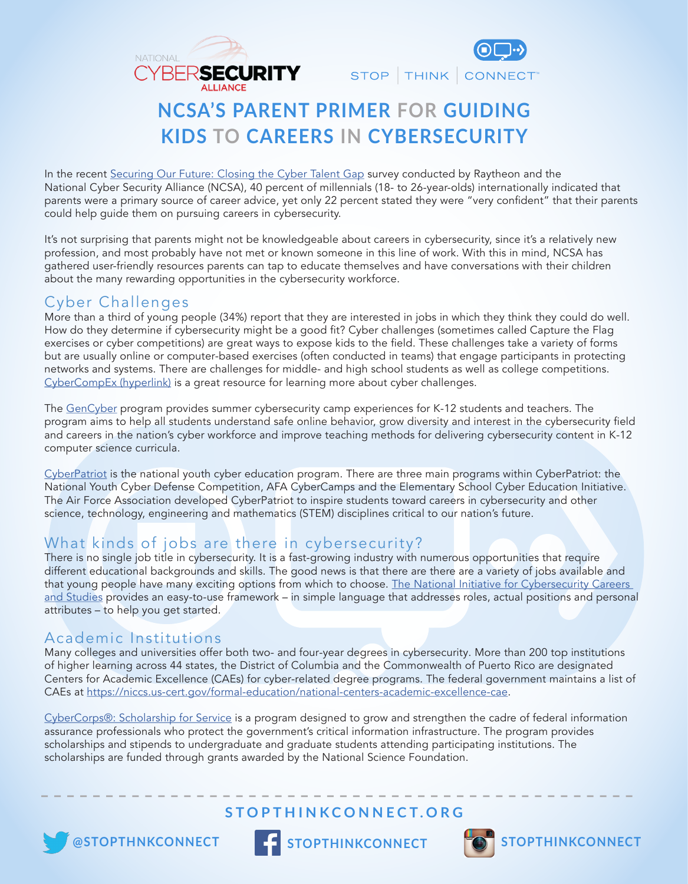# NCSA'S PARENT PRIMER FOR GUIDING KIDS TO CAREERS IN CYBERSECURITY

In the recent Securing Our Future: Closing the Cyber Talent Gap survey conducted by Raytheon and the National Cyber Security Alliance (NCSA), 40 percent of millennials (18- to 26-year-olds) internationally indicated that parents were a primary source of career advice, yet only 22 percent stated they were "very confident" that their parents could help guide them on pursuing careers in cybersecurity.

It's not surprising that parents might not be knowledgeable about careers in cybersecurity, since it's a relatively new profession, and most probably have not met or known someone in this line of work. With this in mind, NCSA has gathered user-friendly resources parents can tap to educate themselves and have conversations with their children about the many rewarding opportunities in the cybersecurity workforce.

## Cyber Challenges

More than a third of young people (34%) report that they are interested in jobs in which they think they could do well. How do they determine if cybersecurity might be a good fit? Cyber challenges (sometimes called Capture the Flag exercises or cyber competitions) are great ways to expose kids to the field. These challenges take a variety of forms but are usually online or computer-based exercises (often conducted in teams) that engage participants in protecting networks and systems. There are challenges for middle- and high school students as well as college competitions. CyberCompEx (hyperlink) is a great resource for learning more about cyber challenges.

The GenCyber program provides summer cybersecurity camp experiences for K-12 students and teachers. The program aims to help all students understand safe online behavior, grow diversity and interest in the cybersecurity field and careers in the nation's cyber workforce and improve teaching methods for delivering cybersecurity content in K-12 computer science curricula.

CyberPatriot is the national youth cyber education program. There are three main programs within CyberPatriot: the National Youth Cyber Defense Competition, AFA CyberCamps and the Elementary School Cyber Education Initiative. The Air Force Association developed CyberPatriot to inspire students toward careers in cybersecurity and other science, technology, engineering and mathematics (STEM) disciplines critical to our nation's future.

## What kinds of jobs are there in cybersecurity?

There is no single job title in cybersecurity. It is a fast-growing industry with numerous opportunities that require different educational backgrounds and skills. The good news is that there are there are a variety of jobs available and that young people have many exciting options from which to choose. The National Initiative for Cybersecurity Careers and Studies provides an easy-to-use framework – in simple language that addresses roles, actual positions and personal attributes – to help you get started.

## Academic Institutions

Many colleges and universities offer both two- and four-year degrees in cybersecurity. More than 200 top institutions of higher learning across 44 states, the District of Columbia and the Commonwealth of Puerto Rico are designated Centers for Academic Excellence (CAEs) for cyber-related degree programs. The federal government maintains a list of CAEs at https://niccs.us-cert.gov/formal-education/national-centers-academic-excellence-cae.

CyberCorps®: Scholarship for Service is a program designed to grow and strengthen the cadre of federal information assurance professionals who protect the government's critical information infrastructure. The program provides scholarships and stipends to undergraduate and graduate students attending participating institutions. The scholarships are funded through grants awarded by the National Science Foundation.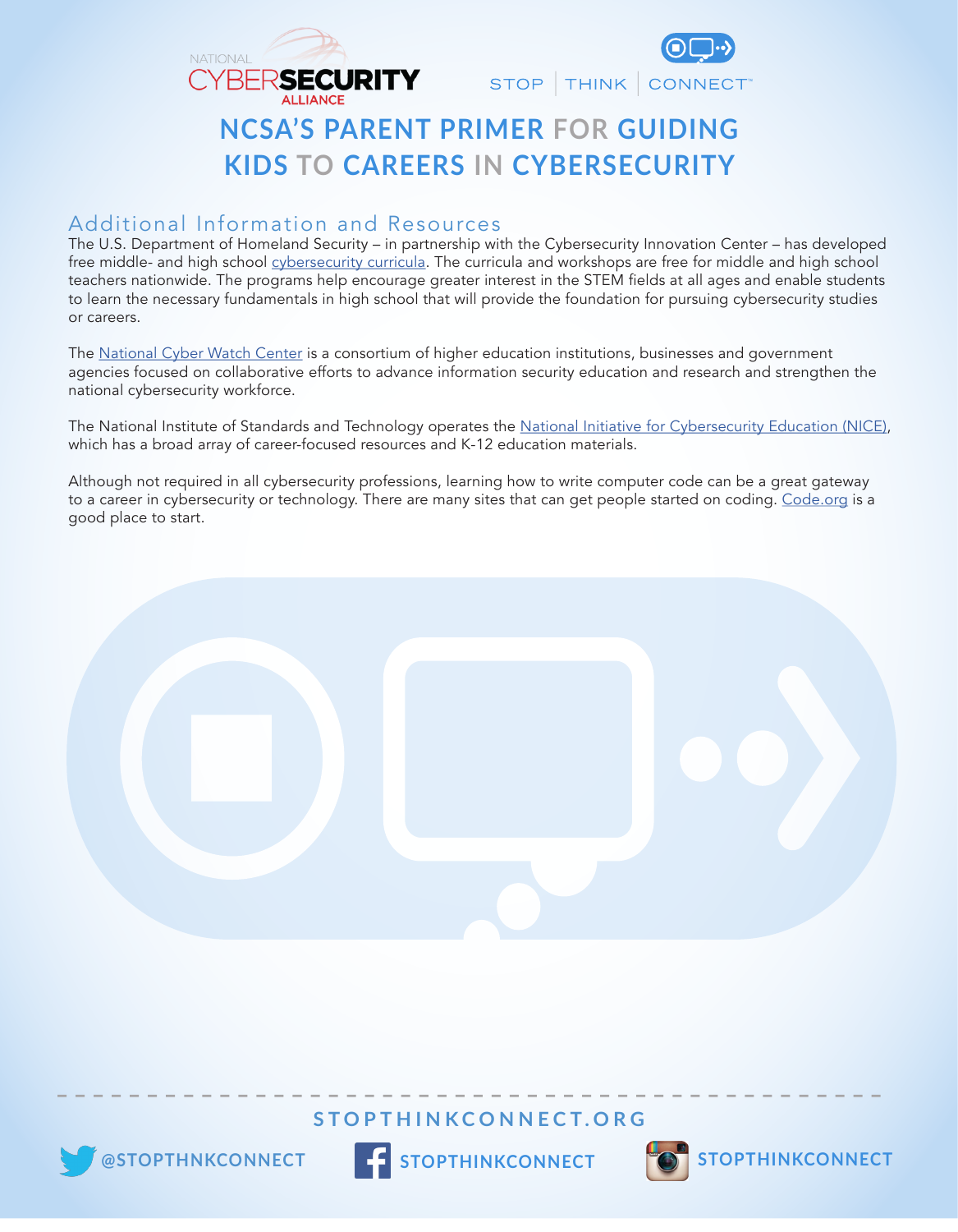# NCSA'S PARENT PRIMER FOR GUIDING KIDS TO CAREERS IN CYBERSECURITY

## Additional Information and Resources

The U.S. Department of Homeland Security – in partnership with the Cybersecurity Innovation Center – has developed free middle- and high school cybersecurity curricula. The curricula and workshops are free for middle and high school teachers nationwide. The programs help encourage greater interest in the STEM fields at all ages and enable students to learn the necessary fundamentals in high school that will provide the foundation for pursuing cybersecurity studies or careers.

The National Cyber Watch Center is a consortium of higher education institutions, businesses and government agencies focused on collaborative efforts to advance information security education and research and strengthen the national cybersecurity workforce.

The National Institute of Standards and Technology operates the National Initiative for Cybersecurity Education (NICE), which has a broad array of career-focused resources and K-12 education materials.

Although not required in all cybersecurity professions, learning how to write computer code can be a great gateway to a career in cybersecurity or technology. There are many sites that can get people started on coding. Code.org is a good place to start.

STOPTHINKCONNECT.ORG

@STOPTHNKCONNECT STOPTHINKCONNECT STOPTHINKCONNECT